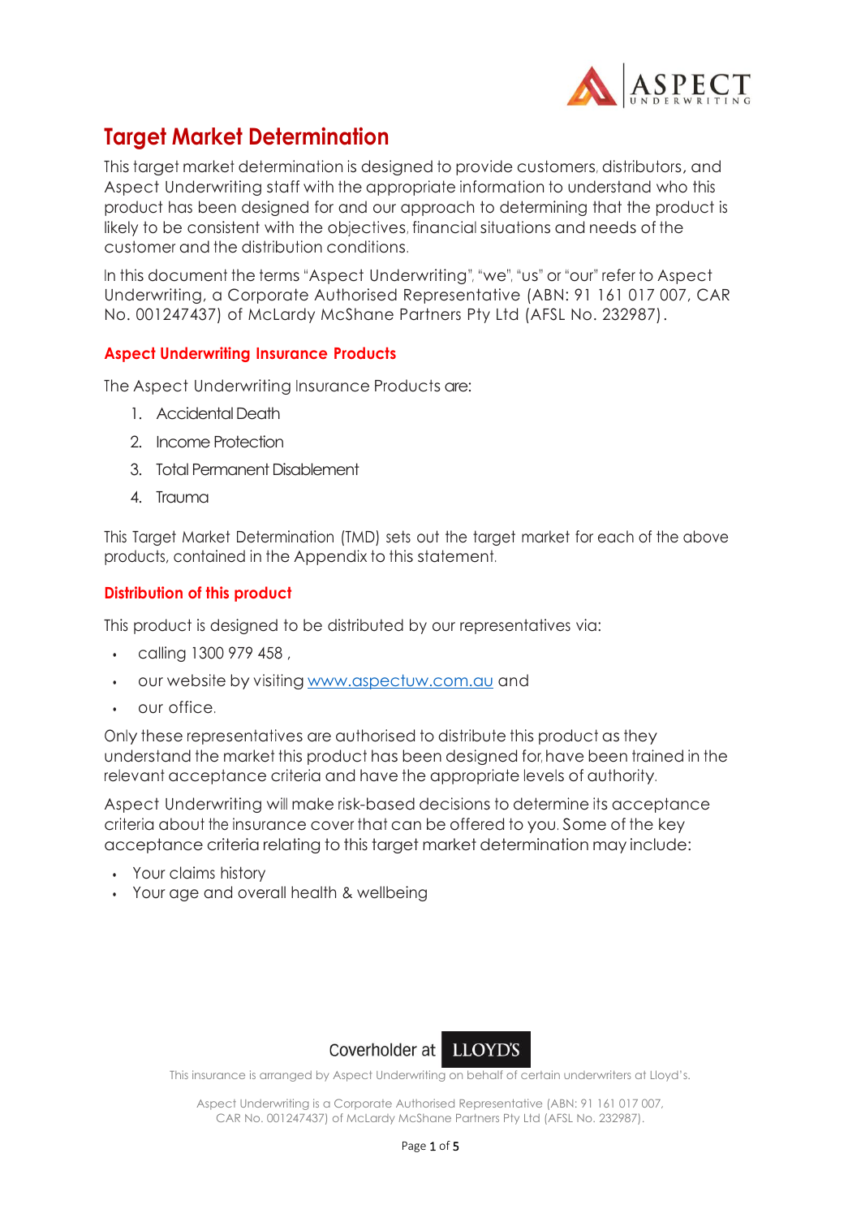# Target Market Determination

This target market determination is designed to provide customers, distributors, and Aspect Underwriting staff with the appropriate information to understand who this product has been designed for and our approach to determining that the product is likely to be consistent with the objectives, financial situations and needs of the customer and the distribution conditions.

In this document the terms "Aspect Underwriting", "we", "us" or "our" refer to Aspect Underwriting, a Corporate Authorised Representative (ABN: 91 161 017 007, CAR No. 001247437) of McLardy McShane Partners Pty Ltd (AFSL No. 232987).

## Aspect Underwriting Insurance Products

The Aspect Underwriting Insurance Products are:

1. Accidental Death
2. Income Protection
3. Total Permanent Disablement
4. Trauma

This Target Market Determination (TMD) sets out the target market for each of the above products, contained in the Appendix to this statement.

## Distribution of this product

This product is designed to be distributed by our representatives via:

- calling 1300 979 458 ,
- our website by visiting www.aspectuw.com.au and
- our office.

Only these representatives are authorised to distribute this product as they understand the market this product has been designed for, have been trained in the relevant acceptance criteria and have the appropriate levels of authority.

Aspect Underwriting will make risk-based decisions to determine its acceptance criteria about the insurance cover that can be offered to you. Some of the key acceptance criteria relating to this target market determination may include:

- Your claims history
- Your age and overall health & wellbeing

Coverholder at LLOYD'S

This insurance is arranged by Aspect Underwriting on behalf of certain underwriters at Lloyd's.

Aspect Underwriting is a Corporate Authorised Representative (ABN: 91 161 017 007, CAR No. 001247437) of McLardy McShane Partners Pty Ltd (AFSL No. 232987).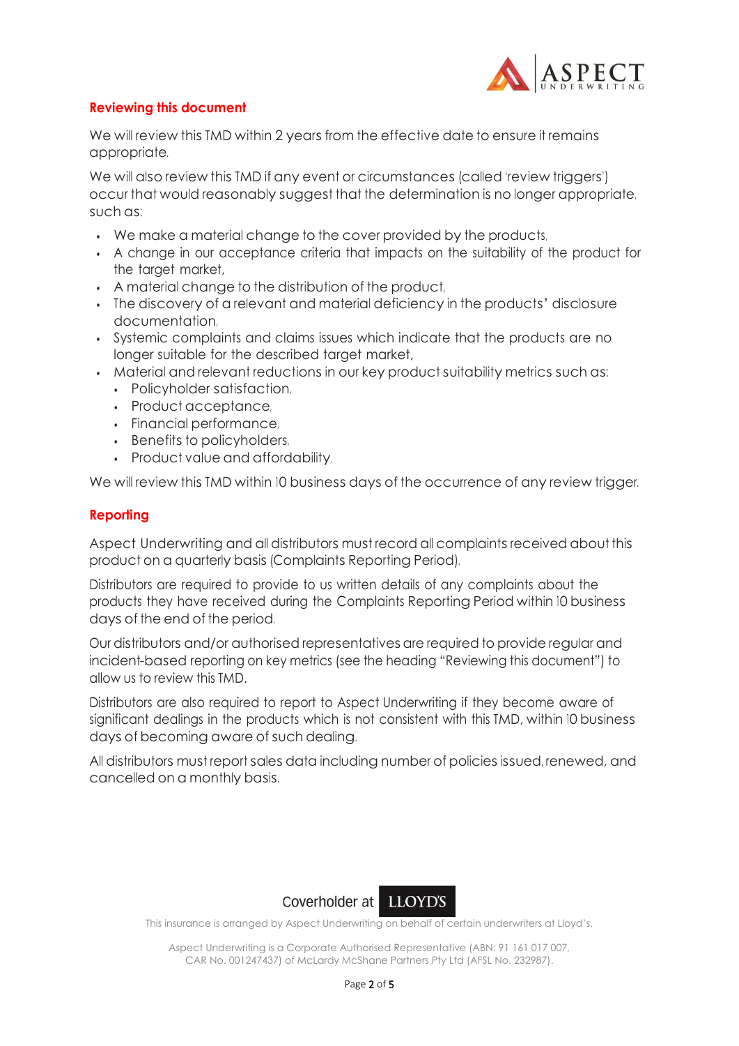## Reviewing this document

We will review this TMD within 2 years from the effective date to ensure it remains appropriate.

We will also review this TMD if any event or circumstances (called 'review triggers') occur that would reasonably suggest that the determination is no longer appropriate, such as:

- We make a material change to the cover provided by the products,
- A change in our acceptance criteria that impacts on the suitability of the product for the target market,
- A material change to the distribution of the product,
- The discovery of a relevant and material deficiency in the products' disclosure documentation,
- Systemic complaints and claims issues which indicate that the products are no longer suitable for the described target market,
- Material and relevant reductions in our key product suitability metrics such as:
  - Policyholder satisfaction,
  - Product acceptance,
  - Financial performance,
  - Benefits to policyholders,
  - Product value and affordability.

We will review this TMD within 10 business days of the occurrence of any review trigger.

## Reporting

Aspect Underwriting and all distributors must record all complaints received about this product on a quarterly basis (Complaints Reporting Period).

Distributors are required to provide to us written details of any complaints about the products they have received during the Complaints Reporting Period within 10 business days of the end of the period.

Our distributors and/or authorised representatives are required to provide regular and incident-based reporting on key metrics (see the heading "Reviewing this document") to allow us to review this TMD.

Distributors are also required to report to Aspect Underwriting if they become aware of significant dealings in the products which is not consistent with this TMD, within 10 business days of becoming aware of such dealing.

All distributors must report sales data including number of policies issued, renewed, and cancelled on a monthly basis.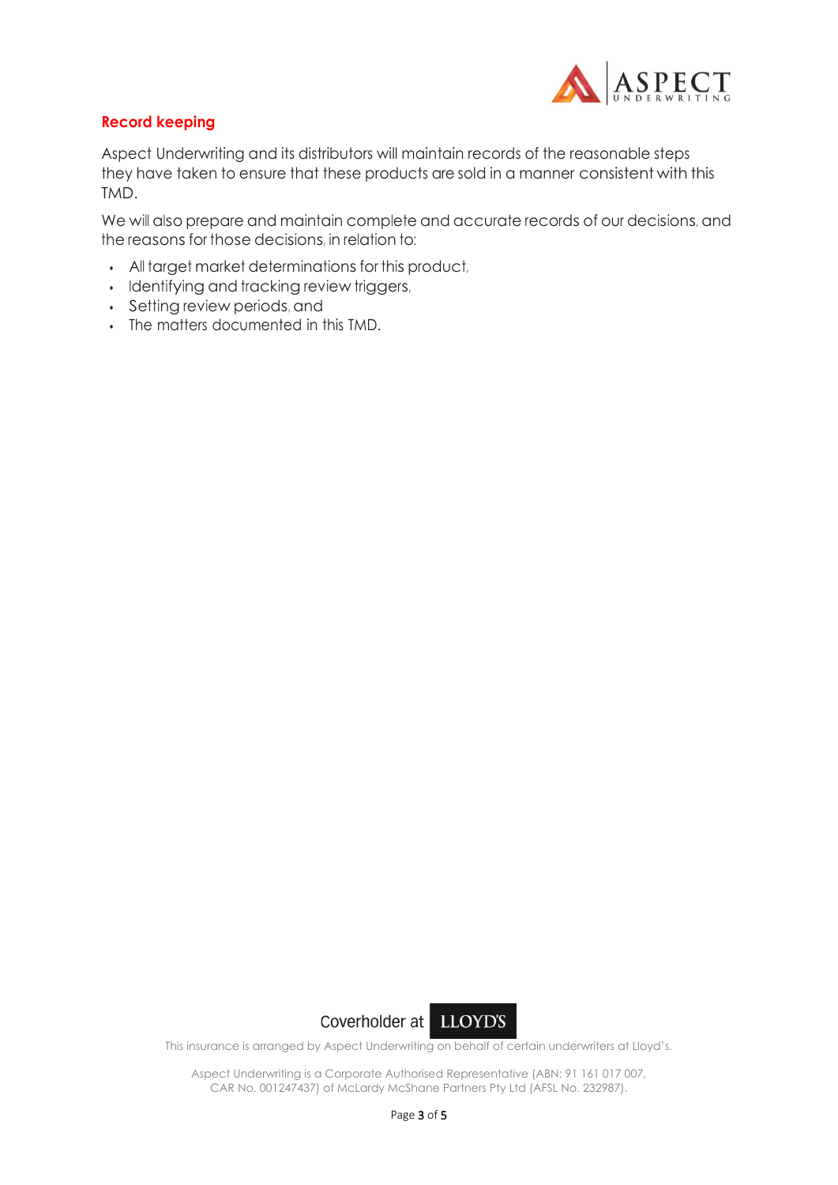## Record keeping

Aspect Underwriting and its distributors will maintain records of the reasonable steps they have taken to ensure that these products are sold in a manner consistent with this TMD.

We will also prepare and maintain complete and accurate records of our decisions, and the reasons for those decisions, in relation to:

- All target market determinations for this product,
- Identifying and tracking review triggers,
- Setting review periods, and
- The matters documented in this TMD.

Coverholder at LLOYD'S

This insurance is arranged by Aspect Underwriting on behalf of certain underwriters at Lloyd's.

Aspect Underwriting is a Corporate Authorised Representative (ABN: 91 161 017 007, CAR No. 001247437) of McLardy McShane Partners Pty Ltd (AFSL No. 232987).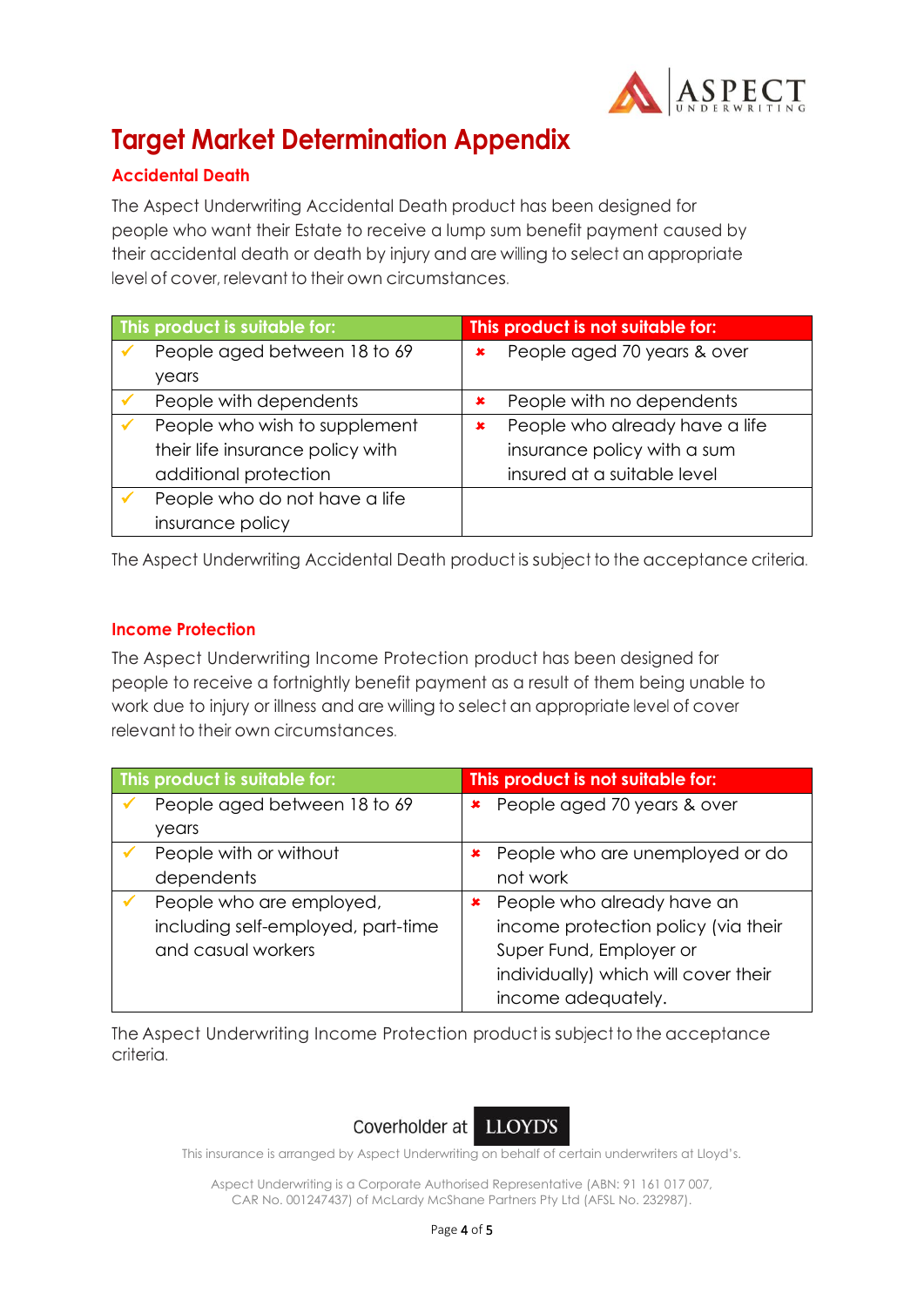# Target Market Determination Appendix

## Accidental Death

The Aspect Underwriting Accidental Death product has been designed for people who want their Estate to receive a lump sum benefit payment caused by their accidental death or death by injury and are willing to select an appropriate level of cover, relevant to their own circumstances.

| This product is suitable for: | This product is not suitable for: |
|---|---|
| ✓ People aged between 18 to 69 years | ✗ People aged 70 years & over |
| ✓ People with dependents | ✗ People with no dependents |
| ✓ People who wish to supplement their life insurance policy with additional protection | ✗ People who already have a life insurance policy with a sum insured at a suitable level |
| ✓ People who do not have a life insurance policy | |

The Aspect Underwriting Accidental Death product is subject to the acceptance criteria.

## Income Protection

The Aspect Underwriting Income Protection product has been designed for people to receive a fortnightly benefit payment as a result of them being unable to work due to injury or illness and are willing to select an appropriate level of cover relevant to their own circumstances.

| This product is suitable for: | This product is not suitable for: |
|---|---|
| ✓ People aged between 18 to 69 years | ✗ People aged 70 years & over |
| ✓ People with or without dependents | ✗ People who are unemployed or do not work |
| ✓ People who are employed, including self-employed, part-time and casual workers | ✗ People who already have an income protection policy (via their Super Fund, Employer or individually) which will cover their income adequately. |

The Aspect Underwriting Income Protection product is subject to the acceptance criteria.

Coverholder at LLOYD'S

This insurance is arranged by Aspect Underwriting on behalf of certain underwriters at Lloyd's.

Aspect Underwriting is a Corporate Authorised Representative (ABN: 91 161 017 007, CAR No. 001247437) of McLardy McShane Partners Pty Ltd (AFSL No. 232987).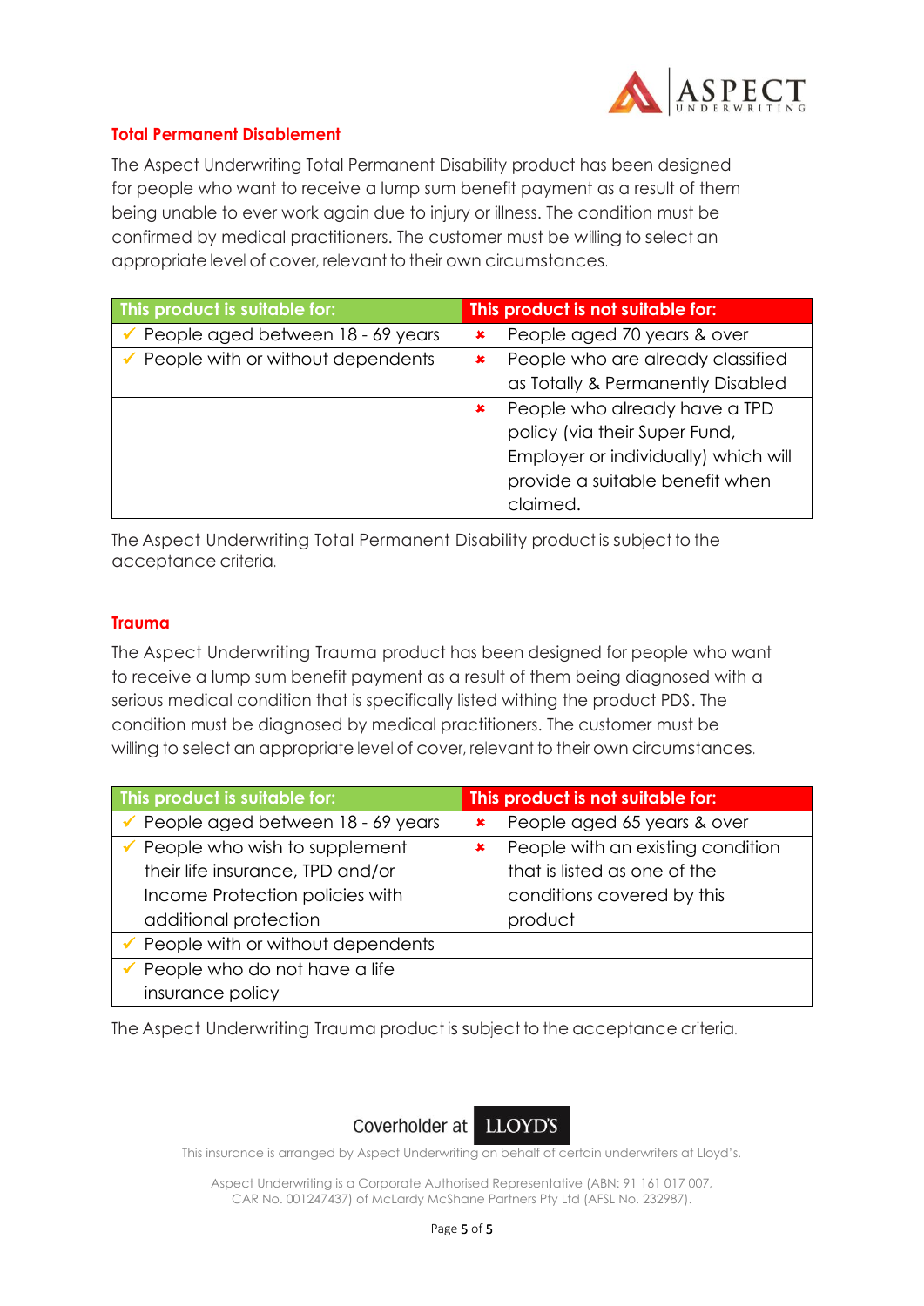## Total Permanent Disablement

The Aspect Underwriting Total Permanent Disability product has been designed for people who want to receive a lump sum benefit payment as a result of them being unable to ever work again due to injury or illness. The condition must be confirmed by medical practitioners. The customer must be willing to select an appropriate level of cover, relevant to their own circumstances.

| This product is suitable for: | This product is not suitable for: |
|---|---|
| ✓ People aged between 18 - 69 years | ✗ People aged 70 years & over |
| ✓ People with or without dependents | ✗ People who are already classified as Totally & Permanently Disabled |
| | ✗ People who already have a TPD policy (via their Super Fund, Employer or individually) which will provide a suitable benefit when claimed. |

The Aspect Underwriting Total Permanent Disability product is subject to the acceptance criteria.

## Trauma

The Aspect Underwriting Trauma product has been designed for people who want to receive a lump sum benefit payment as a result of them being diagnosed with a serious medical condition that is specifically listed withing the product PDS. The condition must be diagnosed by medical practitioners. The customer must be willing to select an appropriate level of cover, relevant to their own circumstances.

| This product is suitable for: | This product is not suitable for: |
|---|---|
| ✓ People aged between 18 - 69 years | ✗ People aged 65 years & over |
| ✓ People who wish to supplement their life insurance, TPD and/or Income Protection policies with additional protection | ✗ People with an existing condition that is listed as one of the conditions covered by this product |
| ✓ People with or without dependents | |
| ✓ People who do not have a life insurance policy | |

The Aspect Underwriting Trauma product is subject to the acceptance criteria.

Coverholder at LLOYD'S

This insurance is arranged by Aspect Underwriting on behalf of certain underwriters at Lloyd's.

Aspect Underwriting is a Corporate Authorised Representative (ABN: 91 161 017 007, CAR No. 001247437) of McLardy McShane Partners Pty Ltd (AFSL No. 232987).